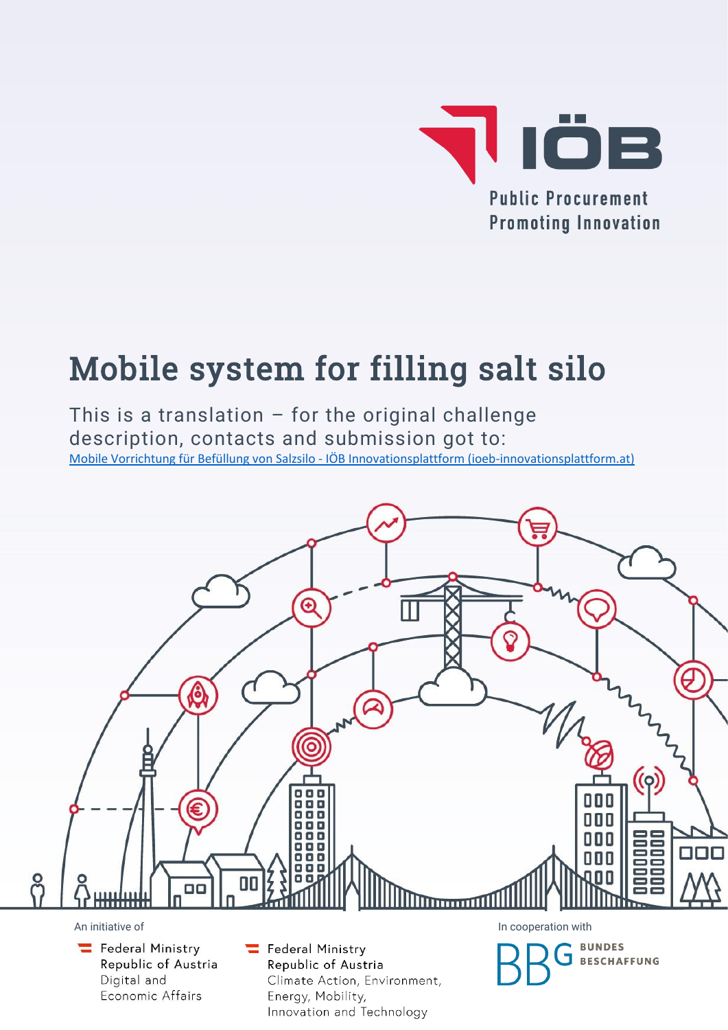IÖB

Public Procurement
Promoting Innovation

# Mobile system for filling salt silo

This is a translation – for the original challenge description, contacts and submission got to:
[Mobile Vorrichtung für Befüllung von Salzsilo - IÖB Innovationsplattform (ioeb-innovationsplattform.at)](https://www.ioeb-innovationsplattform.at)

An initiative of

Federal Ministry
Republic of Austria
Digital and
Economic Affairs

Federal Ministry
Republic of Austria
Climate Action, Environment,
Energy, Mobility,
Innovation and Technology

In cooperation with

BBG BUNDES BESCHAFFUNG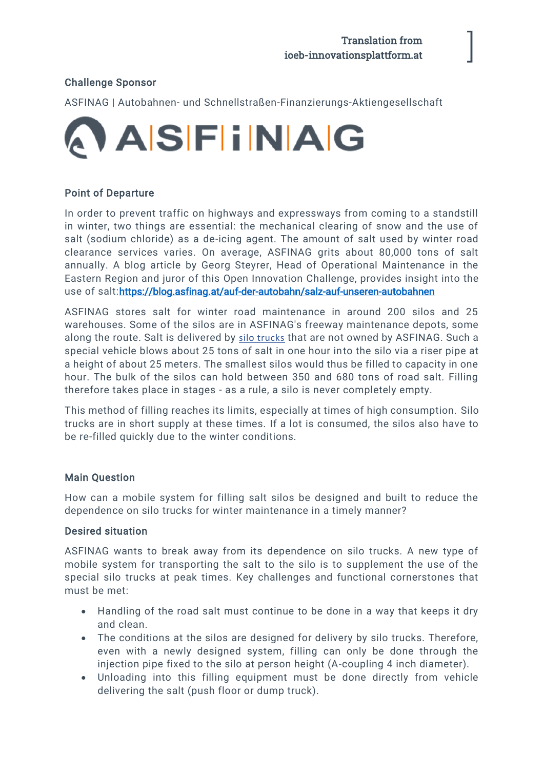Translation from
ioeb-innovationsplattform.at

## Challenge Sponsor

ASFINAG | Autobahnen- und Schnellstraßen-Finanzierungs-Aktiengesellschaft

ASFINAG

## Point of Departure

In order to prevent traffic on highways and expressways from coming to a standstill in winter, two things are essential: the mechanical clearing of snow and the use of salt (sodium chloride) as a de-icing agent. The amount of salt used by winter road clearance services varies. On average, ASFINAG grits about 80,000 tons of salt annually. A blog article by Georg Steyrer, Head of Operational Maintenance in the Eastern Region and juror of this Open Innovation Challenge, provides insight into the use of salt:https://blog.asfinag.at/auf-der-autobahn/salz-auf-unseren-autobahnen

ASFINAG stores salt for winter road maintenance in around 200 silos and 25 warehouses. Some of the silos are in ASFINAG's freeway maintenance depots, some along the route. Salt is delivered by silo trucks that are not owned by ASFINAG. Such a special vehicle blows about 25 tons of salt in one hour into the silo via a riser pipe at a height of about 25 meters. The smallest silos would thus be filled to capacity in one hour. The bulk of the silos can hold between 350 and 680 tons of road salt. Filling therefore takes place in stages - as a rule, a silo is never completely empty.

This method of filling reaches its limits, especially at times of high consumption. Silo trucks are in short supply at these times. If a lot is consumed, the silos also have to be re-filled quickly due to the winter conditions.

## Main Question

How can a mobile system for filling salt silos be designed and built to reduce the dependence on silo trucks for winter maintenance in a timely manner?

## Desired situation

ASFINAG wants to break away from its dependence on silo trucks. A new type of mobile system for transporting the salt to the silo is to supplement the use of the special silo trucks at peak times. Key challenges and functional cornerstones that must be met:

- Handling of the road salt must continue to be done in a way that keeps it dry and clean.
- The conditions at the silos are designed for delivery by silo trucks. Therefore, even with a newly designed system, filling can only be done through the injection pipe fixed to the silo at person height (A-coupling 4 inch diameter).
- Unloading into this filling equipment must be done directly from vehicle delivering the salt (push floor or dump truck).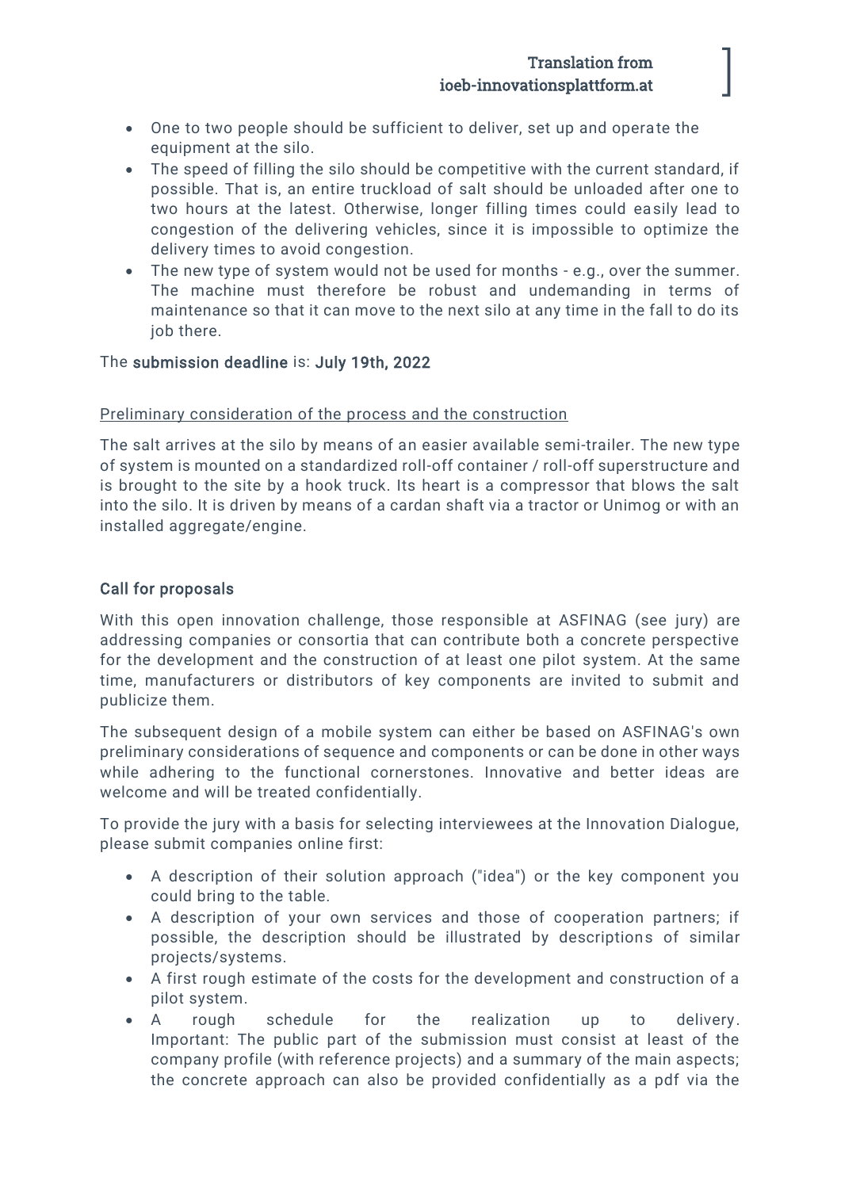- One to two people should be sufficient to deliver, set up and operate the equipment at the silo.
- The speed of filling the silo should be competitive with the current standard, if possible. That is, an entire truckload of salt should be unloaded after one to two hours at the latest. Otherwise, longer filling times could easily lead to congestion of the delivering vehicles, since it is impossible to optimize the delivery times to avoid congestion.
- The new type of system would not be used for months - e.g., over the summer. The machine must therefore be robust and undemanding in terms of maintenance so that it can move to the next silo at any time in the fall to do its job there.

The **submission deadline** is: **July 19th, 2022**

<u>Preliminary consideration of the process and the construction</u>

The salt arrives at the silo by means of an easier available semi-trailer. The new type of system is mounted on a standardized roll-off container / roll-off superstructure and is brought to the site by a hook truck. Its heart is a compressor that blows the salt into the silo. It is driven by means of a cardan shaft via a tractor or Unimog or with an installed aggregate/engine.

## Call for proposals

With this open innovation challenge, those responsible at ASFINAG (see jury) are addressing companies or consortia that can contribute both a concrete perspective for the development and the construction of at least one pilot system. At the same time, manufacturers or distributors of key components are invited to submit and publicize them.

The subsequent design of a mobile system can either be based on ASFINAG's own preliminary considerations of sequence and components or can be done in other ways while adhering to the functional cornerstones. Innovative and better ideas are welcome and will be treated confidentially.

To provide the jury with a basis for selecting interviewees at the Innovation Dialogue, please submit companies online first:

- A description of their solution approach ("idea") or the key component you could bring to the table.
- A description of your own services and those of cooperation partners; if possible, the description should be illustrated by descriptions of similar projects/systems.
- A first rough estimate of the costs for the development and construction of a pilot system.
- A rough schedule for the realization up to delivery. Important: The public part of the submission must consist at least of the company profile (with reference projects) and a summary of the main aspects; the concrete approach can also be provided confidentially as a pdf via the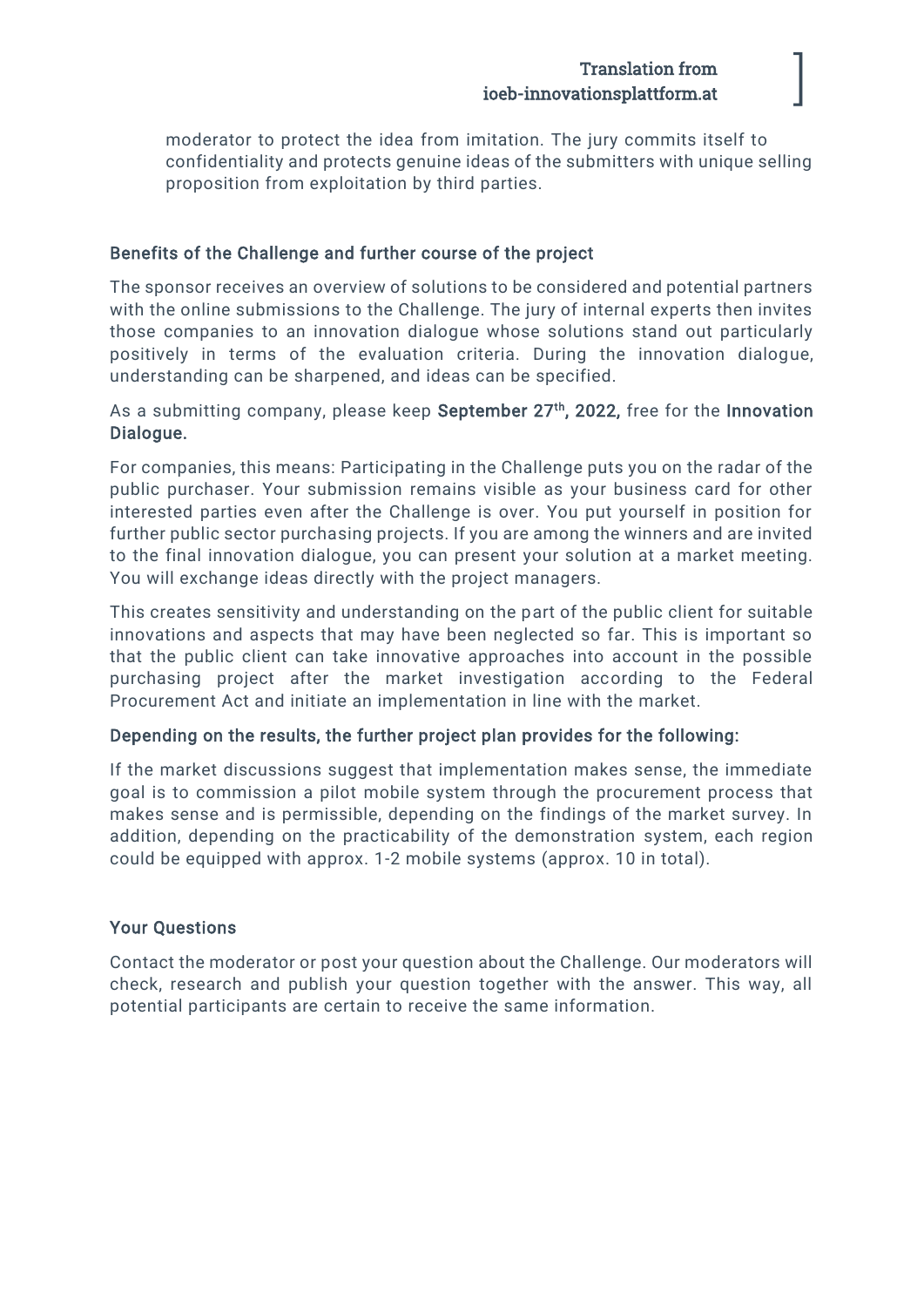moderator to protect the idea from imitation. The jury commits itself to confidentiality and protects genuine ideas of the submitters with unique selling proposition from exploitation by third parties.

## Benefits of the Challenge and further course of the project

The sponsor receives an overview of solutions to be considered and potential partners with the online submissions to the Challenge. The jury of internal experts then invites those companies to an innovation dialogue whose solutions stand out particularly positively in terms of the evaluation criteria. During the innovation dialogue, understanding can be sharpened, and ideas can be specified.

As a submitting company, please keep **September 27th, 2022,** free for the **Innovation Dialogue.**

For companies, this means: Participating in the Challenge puts you on the radar of the public purchaser. Your submission remains visible as your business card for other interested parties even after the Challenge is over. You put yourself in position for further public sector purchasing projects. If you are among the winners and are invited to the final innovation dialogue, you can present your solution at a market meeting. You will exchange ideas directly with the project managers.

This creates sensitivity and understanding on the part of the public client for suitable innovations and aspects that may have been neglected so far. This is important so that the public client can take innovative approaches into account in the possible purchasing project after the market investigation according to the Federal Procurement Act and initiate an implementation in line with the market.

### Depending on the results, the further project plan provides for the following:

If the market discussions suggest that implementation makes sense, the immediate goal is to commission a pilot mobile system through the procurement process that makes sense and is permissible, depending on the findings of the market survey. In addition, depending on the practicability of the demonstration system, each region could be equipped with approx. 1-2 mobile systems (approx. 10 in total).

## Your Questions

Contact the moderator or post your question about the Challenge. Our moderators will check, research and publish your question together with the answer. This way, all potential participants are certain to receive the same information.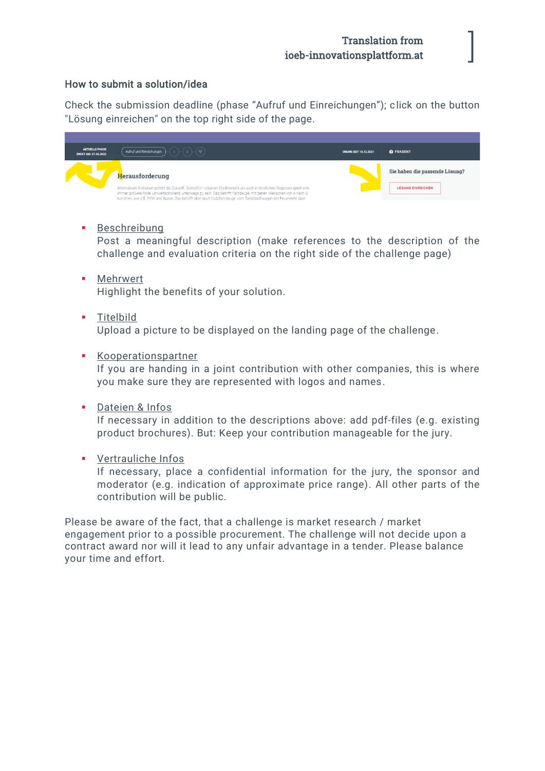## How to submit a solution/idea

Check the submission deadline (phase "Aufruf und Einreichungen"); click on the button "Lösung einreichen" on the top right side of the page.

- Beschreibung
  Post a meaningful description (make references to the description of the challenge and evaluation criteria on the right side of the challenge page)

- Mehrwert
  Highlight the benefits of your solution.

- Titelbild
  Upload a picture to be displayed on the landing page of the challenge.

- Kooperationspartner
  If you are handing in a joint contribution with other companies, this is where you make sure they are represented with logos and names.

- Dateien & Infos
  If necessary in addition to the descriptions above: add pdf-files (e.g. existing product brochures). But: Keep your contribution manageable for the jury.

- Vertrauliche Infos
  If necessary, place a confidential information for the jury, the sponsor and moderator (e.g. indication of approximate price range). All other parts of the contribution will be public.

Please be aware of the fact, that a challenge is market research / market engagement prior to a possible procurement. The challenge will not decide upon a contract award nor will it lead to any unfair advantage in a tender. Please balance your time and effort.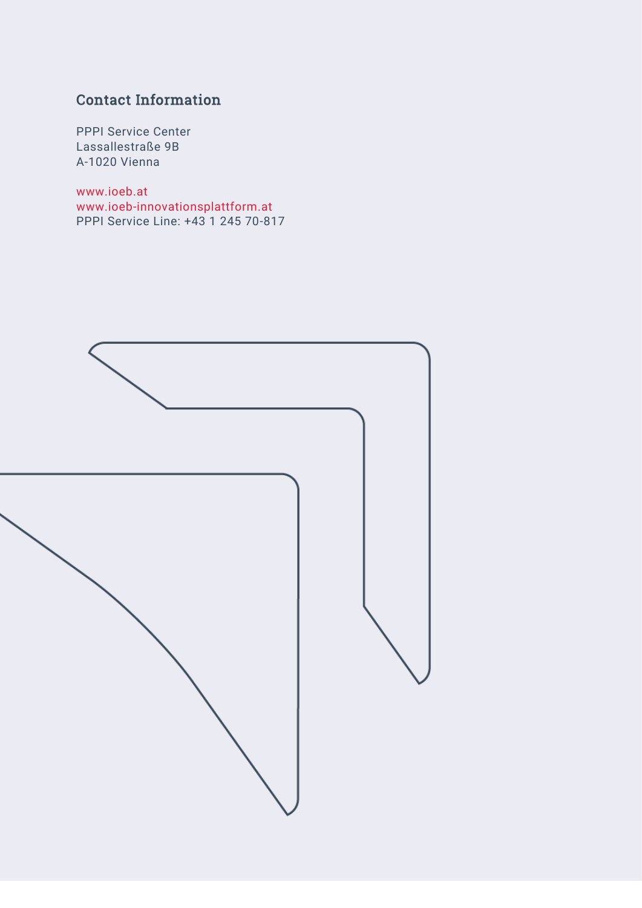## Contact Information

PPPI Service Center
Lassallestraße 9B
A-1020 Vienna

www.ioeb.at
www.ioeb-innovationsplattform.at
PPPI Service Line: +43 1 245 70-817